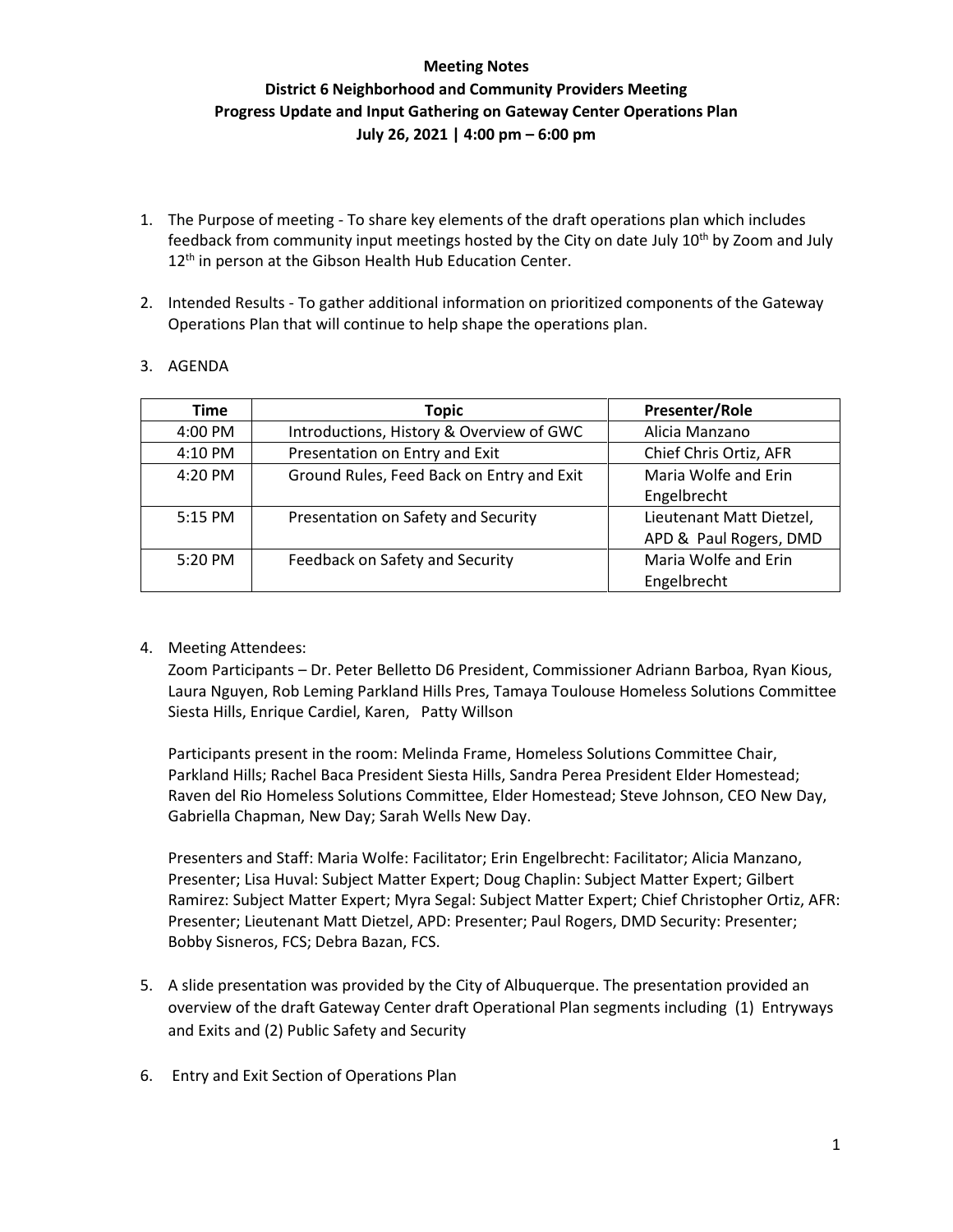**Meeting Notes**
**District 6 Neighborhood and Community Providers Meeting**
**Progress Update and Input Gathering on Gateway Center Operations Plan**
**July 26, 2021 | 4:00 pm – 6:00 pm**

1. The Purpose of meeting - To share key elements of the draft operations plan which includes feedback from community input meetings hosted by the City on date July 10th by Zoom and July 12th in person at the Gibson Health Hub Education Center.

2. Intended Results - To gather additional information on prioritized components of the Gateway Operations Plan that will continue to help shape the operations plan.

3. AGENDA

| Time | Topic | Presenter/Role |
|---|---|---|
| 4:00 PM | Introductions, History & Overview of GWC | Alicia Manzano |
| 4:10 PM | Presentation on Entry and Exit | Chief Chris Ortiz, AFR |
| 4:20 PM | Ground Rules, Feed Back on Entry and Exit | Maria Wolfe and Erin Engelbrecht |
| 5:15 PM | Presentation on Safety and Security | Lieutenant Matt Dietzel, APD & Paul Rogers, DMD |
| 5:20 PM | Feedback on Safety and Security | Maria Wolfe and Erin Engelbrecht |

4. Meeting Attendees:
   Zoom Participants – Dr. Peter Belletto D6 President, Commissioner Adriann Barboa, Ryan Kious, Laura Nguyen, Rob Leming Parkland Hills Pres, Tamaya Toulouse Homeless Solutions Committee Siesta Hills, Enrique Cardiel, Karen, Patty Willson

   Participants present in the room: Melinda Frame, Homeless Solutions Committee Chair, Parkland Hills; Rachel Baca President Siesta Hills, Sandra Perea President Elder Homestead; Raven del Rio Homeless Solutions Committee, Elder Homestead; Steve Johnson, CEO New Day, Gabriella Chapman, New Day; Sarah Wells New Day.

   Presenters and Staff: Maria Wolfe: Facilitator; Erin Engelbrecht: Facilitator; Alicia Manzano, Presenter; Lisa Huval: Subject Matter Expert; Doug Chaplin: Subject Matter Expert; Gilbert Ramirez: Subject Matter Expert; Myra Segal: Subject Matter Expert; Chief Christopher Ortiz, AFR: Presenter; Lieutenant Matt Dietzel, APD: Presenter; Paul Rogers, DMD Security: Presenter; Bobby Sisneros, FCS; Debra Bazan, FCS.

5. A slide presentation was provided by the City of Albuquerque. The presentation provided an overview of the draft Gateway Center draft Operational Plan segments including (1) Entryways and Exits and (2) Public Safety and Security

6. Entry and Exit Section of Operations Plan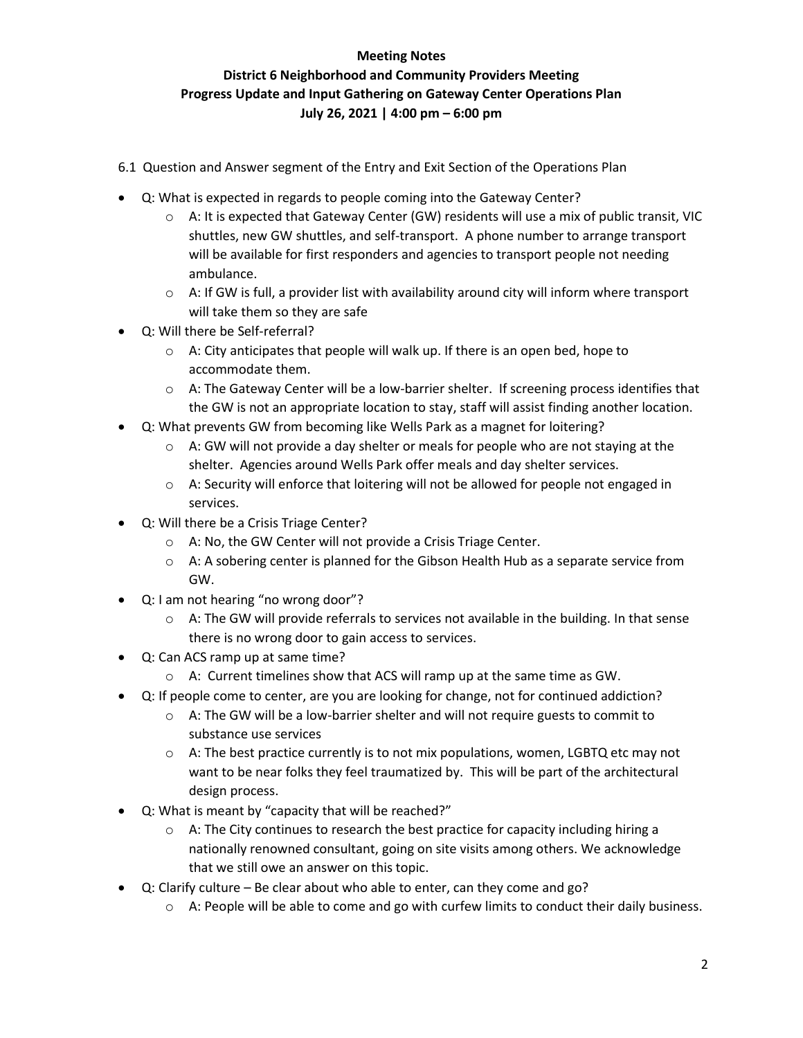**Meeting Notes**

**District 6 Neighborhood and Community Providers Meeting**

**Progress Update and Input Gathering on Gateway Center Operations Plan**

**July 26, 2021 | 4:00 pm – 6:00 pm**

6.1 Question and Answer segment of the Entry and Exit Section of the Operations Plan

- Q: What is expected in regards to people coming into the Gateway Center?
  - A: It is expected that Gateway Center (GW) residents will use a mix of public transit, VIC shuttles, new GW shuttles, and self-transport. A phone number to arrange transport will be available for first responders and agencies to transport people not needing ambulance.
  - A: If GW is full, a provider list with availability around city will inform where transport will take them so they are safe
- Q: Will there be Self-referral?
  - A: City anticipates that people will walk up. If there is an open bed, hope to accommodate them.
  - A: The Gateway Center will be a low-barrier shelter. If screening process identifies that the GW is not an appropriate location to stay, staff will assist finding another location.
- Q: What prevents GW from becoming like Wells Park as a magnet for loitering?
  - A: GW will not provide a day shelter or meals for people who are not staying at the shelter. Agencies around Wells Park offer meals and day shelter services.
  - A: Security will enforce that loitering will not be allowed for people not engaged in services.
- Q: Will there be a Crisis Triage Center?
  - A: No, the GW Center will not provide a Crisis Triage Center.
  - A: A sobering center is planned for the Gibson Health Hub as a separate service from GW.
- Q: I am not hearing "no wrong door"?
  - A: The GW will provide referrals to services not available in the building. In that sense there is no wrong door to gain access to services.
- Q: Can ACS ramp up at same time?
  - A: Current timelines show that ACS will ramp up at the same time as GW.
- Q: If people come to center, are you are looking for change, not for continued addiction?
  - A: The GW will be a low-barrier shelter and will not require guests to commit to substance use services
  - A: The best practice currently is to not mix populations, women, LGBTQ etc may not want to be near folks they feel traumatized by. This will be part of the architectural design process.
- Q: What is meant by "capacity that will be reached?"
  - A: The City continues to research the best practice for capacity including hiring a nationally renowned consultant, going on site visits among others. We acknowledge that we still owe an answer on this topic.
- Q: Clarify culture – Be clear about who able to enter, can they come and go?
  - A: People will be able to come and go with curfew limits to conduct their daily business.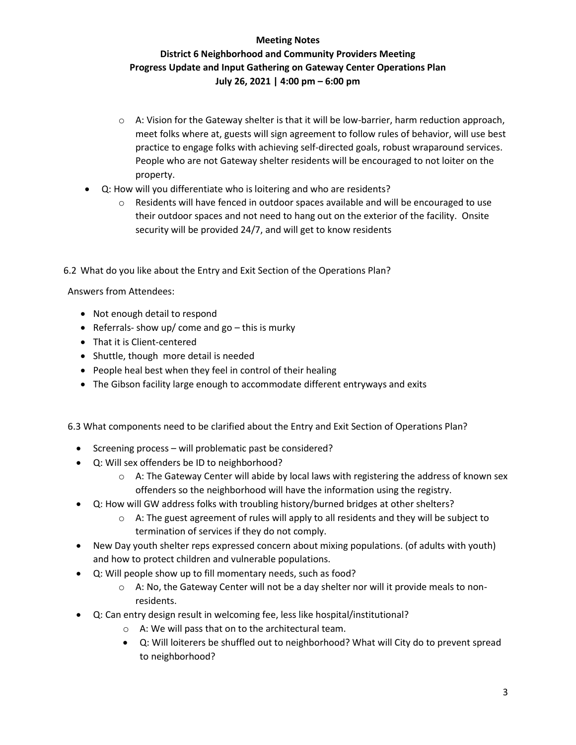**Meeting Notes**
**District 6 Neighborhood and Community Providers Meeting**
**Progress Update and Input Gathering on Gateway Center Operations Plan**
**July 26, 2021 | 4:00 pm – 6:00 pm**

- A: Vision for the Gateway shelter is that it will be low-barrier, harm reduction approach, meet folks where at, guests will sign agreement to follow rules of behavior, will use best practice to engage folks with achieving self-directed goals, robust wraparound services. People who are not Gateway shelter residents will be encouraged to not loiter on the property.
- Q: How will you differentiate who is loitering and who are residents?
    - Residents will have fenced in outdoor spaces available and will be encouraged to use their outdoor spaces and not need to hang out on the exterior of the facility. Onsite security will be provided 24/7, and will get to know residents

6.2 What do you like about the Entry and Exit Section of the Operations Plan?

Answers from Attendees:

- Not enough detail to respond
- Referrals- show up/ come and go – this is murky
- That it is Client-centered
- Shuttle, though more detail is needed
- People heal best when they feel in control of their healing
- The Gibson facility large enough to accommodate different entryways and exits

6.3 What components need to be clarified about the Entry and Exit Section of Operations Plan?

- Screening process – will problematic past be considered?
- Q: Will sex offenders be ID to neighborhood?
    - A: The Gateway Center will abide by local laws with registering the address of known sex offenders so the neighborhood will have the information using the registry.
- Q: How will GW address folks with troubling history/burned bridges at other shelters?
    - A: The guest agreement of rules will apply to all residents and they will be subject to termination of services if they do not comply.
- New Day youth shelter reps expressed concern about mixing populations. (of adults with youth) and how to protect children and vulnerable populations.
- Q: Will people show up to fill momentary needs, such as food?
    - A: No, the Gateway Center will not be a day shelter nor will it provide meals to non-residents.
- Q: Can entry design result in welcoming fee, less like hospital/institutional?
    - A: We will pass that on to the architectural team.
    - Q: Will loiterers be shuffled out to neighborhood? What will City do to prevent spread to neighborhood?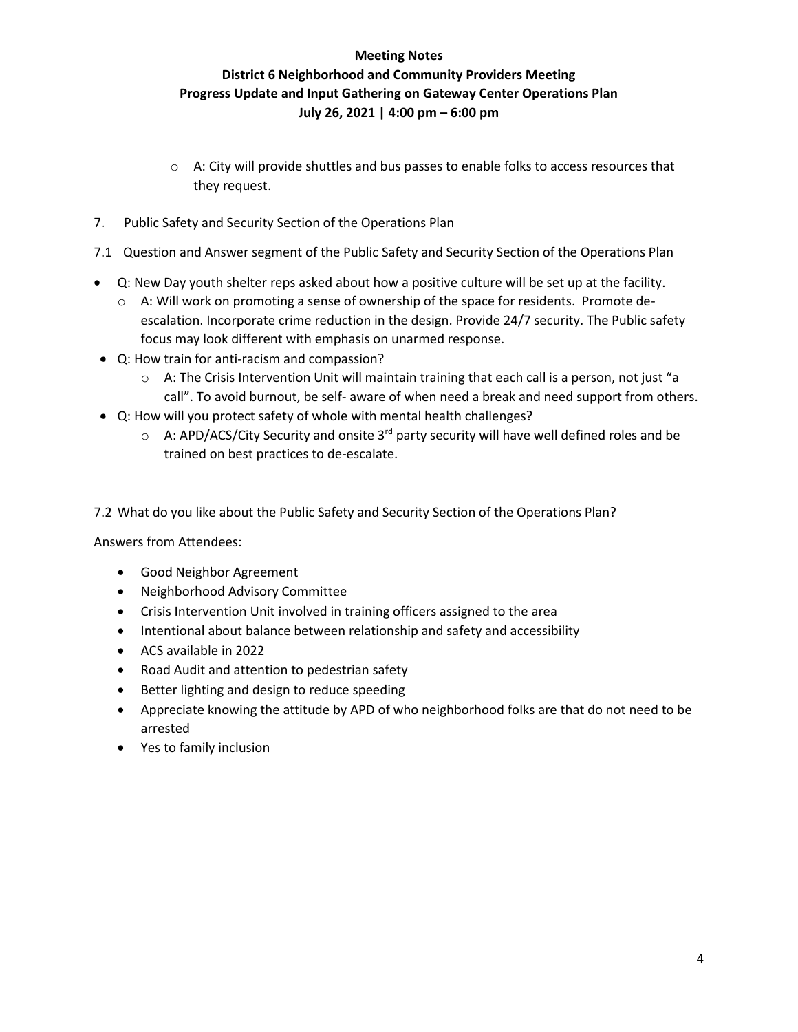- A: City will provide shuttles and bus passes to enable folks to access resources that they request.

7. Public Safety and Security Section of the Operations Plan

7.1 Question and Answer segment of the Public Safety and Security Section of the Operations Plan

- Q: New Day youth shelter reps asked about how a positive culture will be set up at the facility.
  - A: Will work on promoting a sense of ownership of the space for residents. Promote de-escalation. Incorporate crime reduction in the design. Provide 24/7 security. The Public safety focus may look different with emphasis on unarmed response.
- Q: How train for anti-racism and compassion?
  - A: The Crisis Intervention Unit will maintain training that each call is a person, not just "a call". To avoid burnout, be self- aware of when need a break and need support from others.
- Q: How will you protect safety of whole with mental health challenges?
  - A: APD/ACS/City Security and onsite 3rd party security will have well defined roles and be trained on best practices to de-escalate.

7.2 What do you like about the Public Safety and Security Section of the Operations Plan?

Answers from Attendees:

- Good Neighbor Agreement
- Neighborhood Advisory Committee
- Crisis Intervention Unit involved in training officers assigned to the area
- Intentional about balance between relationship and safety and accessibility
- ACS available in 2022
- Road Audit and attention to pedestrian safety
- Better lighting and design to reduce speeding
- Appreciate knowing the attitude by APD of who neighborhood folks are that do not need to be arrested
- Yes to family inclusion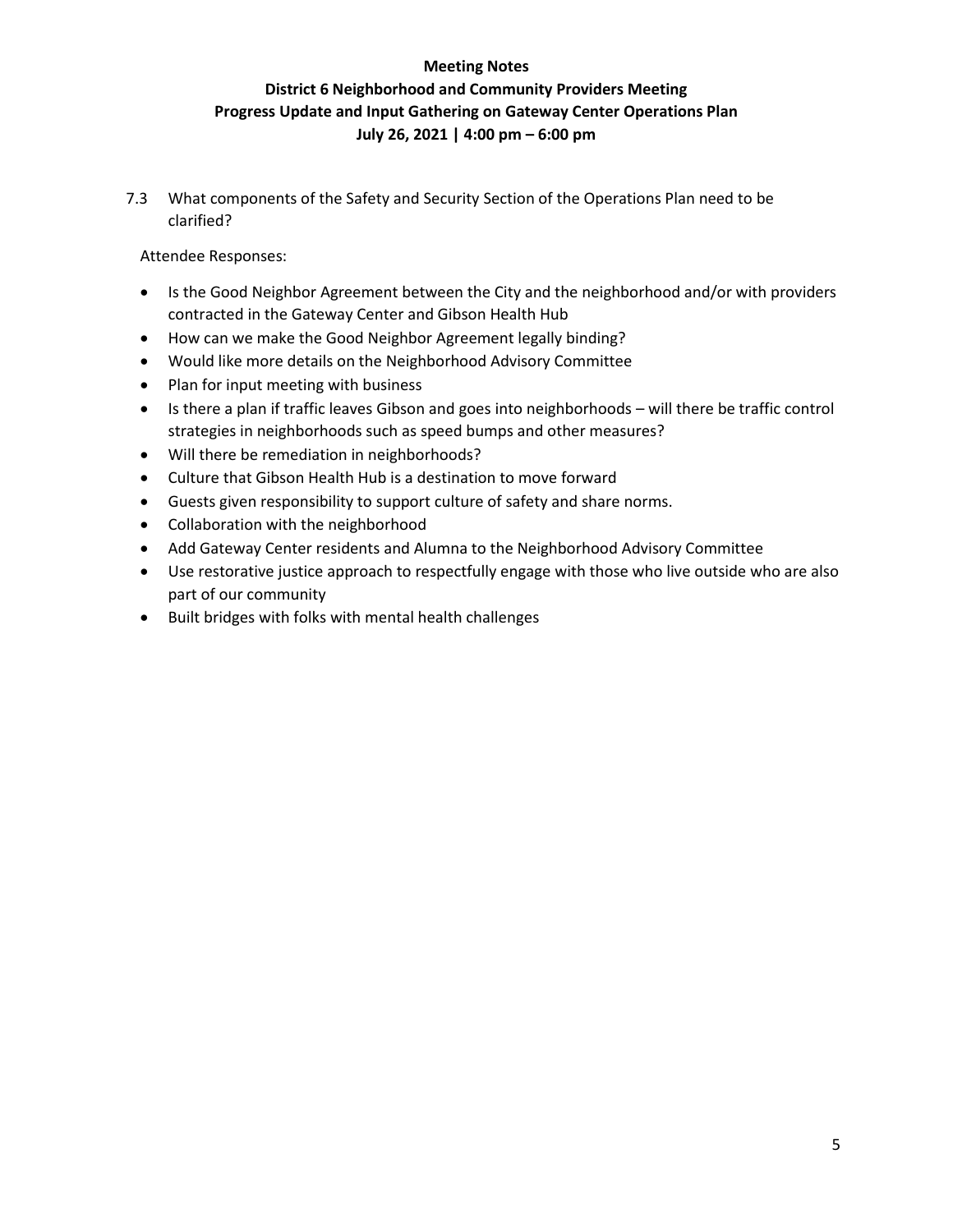7.3 What components of the Safety and Security Section of the Operations Plan need to be clarified?

Attendee Responses:

- Is the Good Neighbor Agreement between the City and the neighborhood and/or with providers contracted in the Gateway Center and Gibson Health Hub
- How can we make the Good Neighbor Agreement legally binding?
- Would like more details on the Neighborhood Advisory Committee
- Plan for input meeting with business
- Is there a plan if traffic leaves Gibson and goes into neighborhoods – will there be traffic control strategies in neighborhoods such as speed bumps and other measures?
- Will there be remediation in neighborhoods?
- Culture that Gibson Health Hub is a destination to move forward
- Guests given responsibility to support culture of safety and share norms.
- Collaboration with the neighborhood
- Add Gateway Center residents and Alumna to the Neighborhood Advisory Committee
- Use restorative justice approach to respectfully engage with those who live outside who are also part of our community
- Built bridges with folks with mental health challenges